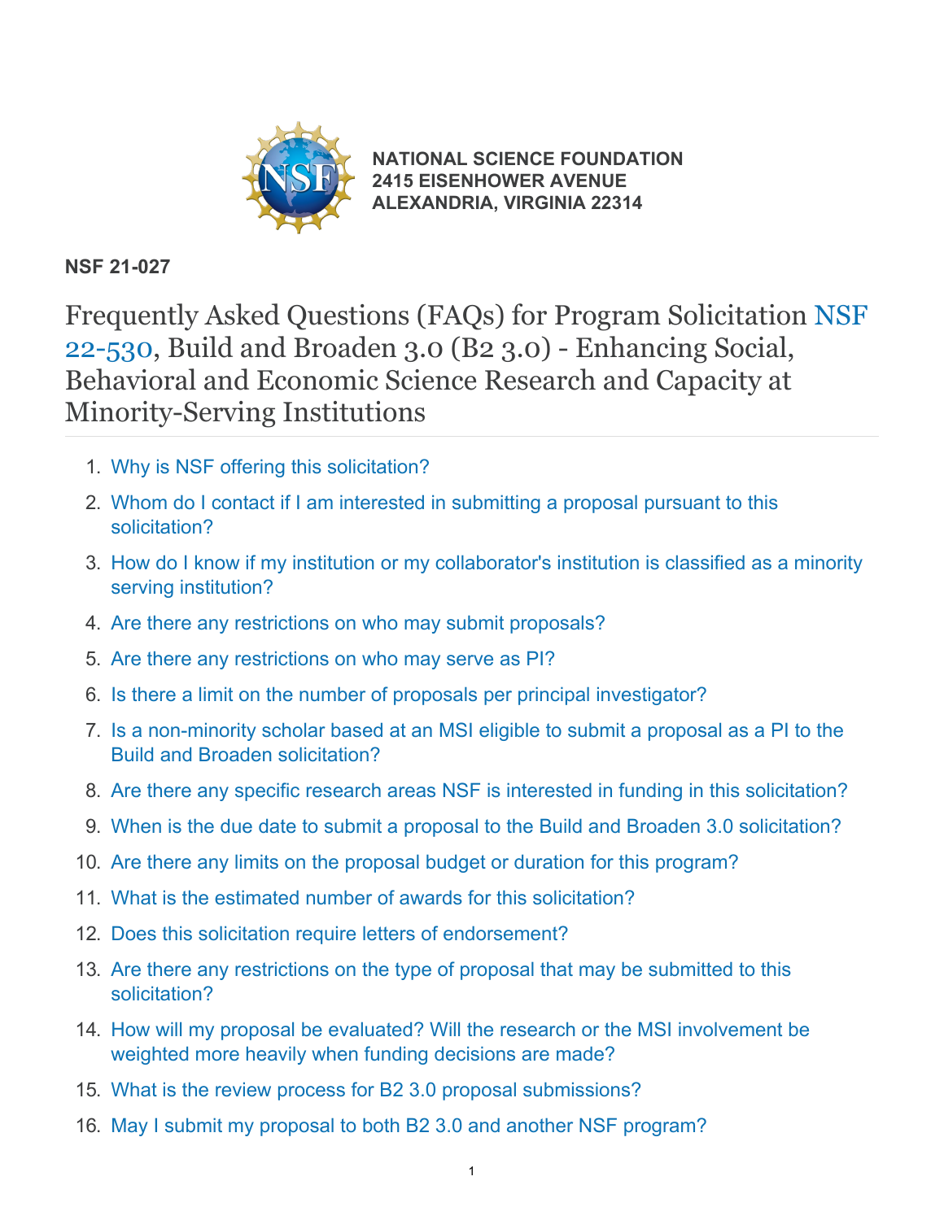**NATIONAL SCIENCE FOUNDATION**
**2415 EISENHOWER AVENUE**
**ALEXANDRIA, VIRGINIA 22314**

**NSF 21-027**

# Frequently Asked Questions (FAQs) for Program Solicitation NSF 22-530, Build and Broaden 3.0 (B2 3.0) - Enhancing Social, Behavioral and Economic Science Research and Capacity at Minority-Serving Institutions

1. Why is NSF offering this solicitation?
2. Whom do I contact if I am interested in submitting a proposal pursuant to this solicitation?
3. How do I know if my institution or my collaborator's institution is classified as a minority serving institution?
4. Are there any restrictions on who may submit proposals?
5. Are there any restrictions on who may serve as PI?
6. Is there a limit on the number of proposals per principal investigator?
7. Is a non-minority scholar based at an MSI eligible to submit a proposal as a PI to the Build and Broaden solicitation?
8. Are there any specific research areas NSF is interested in funding in this solicitation?
9. When is the due date to submit a proposal to the Build and Broaden 3.0 solicitation?
10. Are there any limits on the proposal budget or duration for this program?
11. What is the estimated number of awards for this solicitation?
12. Does this solicitation require letters of endorsement?
13. Are there any restrictions on the type of proposal that may be submitted to this solicitation?
14. How will my proposal be evaluated? Will the research or the MSI involvement be weighted more heavily when funding decisions are made?
15. What is the review process for B2 3.0 proposal submissions?
16. May I submit my proposal to both B2 3.0 and another NSF program?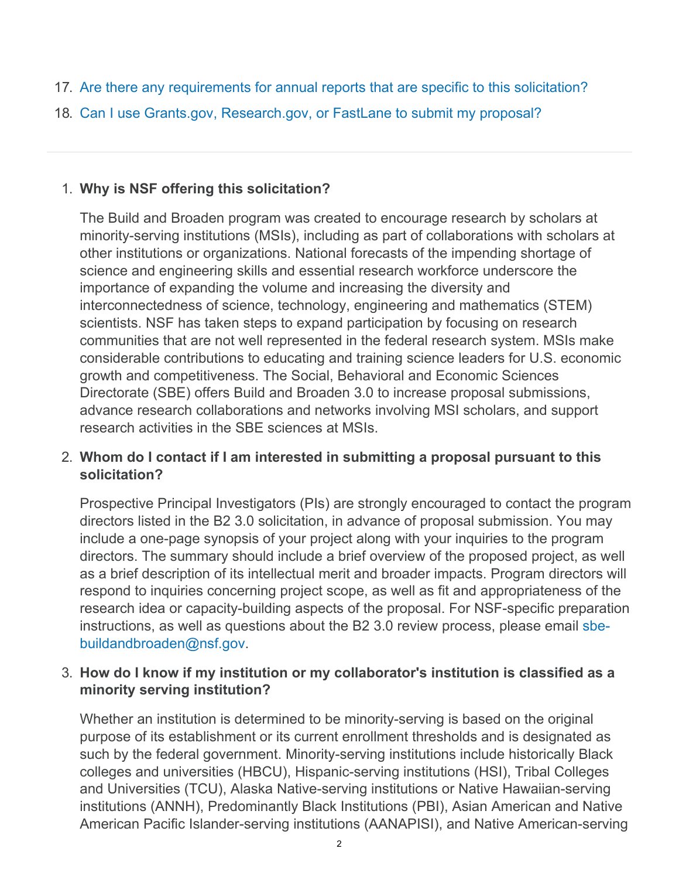17. Are there any requirements for annual reports that are specific to this solicitation?
18. Can I use Grants.gov, Research.gov, or FastLane to submit my proposal?

---

1. **Why is NSF offering this solicitation?**

   The Build and Broaden program was created to encourage research by scholars at minority-serving institutions (MSIs), including as part of collaborations with scholars at other institutions or organizations. National forecasts of the impending shortage of science and engineering skills and essential research workforce underscore the importance of expanding the volume and increasing the diversity and interconnectedness of science, technology, engineering and mathematics (STEM) scientists. NSF has taken steps to expand participation by focusing on research communities that are not well represented in the federal research system. MSIs make considerable contributions to educating and training science leaders for U.S. economic growth and competitiveness. The Social, Behavioral and Economic Sciences Directorate (SBE) offers Build and Broaden 3.0 to increase proposal submissions, advance research collaborations and networks involving MSI scholars, and support research activities in the SBE sciences at MSIs.

2. **Whom do I contact if I am interested in submitting a proposal pursuant to this solicitation?**

   Prospective Principal Investigators (PIs) are strongly encouraged to contact the program directors listed in the B2 3.0 solicitation, in advance of proposal submission. You may include a one-page synopsis of your project along with your inquiries to the program directors. The summary should include a brief overview of the proposed project, as well as a brief description of its intellectual merit and broader impacts. Program directors will respond to inquiries concerning project scope, as well as fit and appropriateness of the research idea or capacity-building aspects of the proposal. For NSF-specific preparation instructions, as well as questions about the B2 3.0 review process, please email sbe-buildandbroaden@nsf.gov.

3. **How do I know if my institution or my collaborator's institution is classified as a minority serving institution?**

   Whether an institution is determined to be minority-serving is based on the original purpose of its establishment or its current enrollment thresholds and is designated as such by the federal government. Minority-serving institutions include historically Black colleges and universities (HBCU), Hispanic-serving institutions (HSI), Tribal Colleges and Universities (TCU), Alaska Native-serving institutions or Native Hawaiian-serving institutions (ANNH), Predominantly Black Institutions (PBI), Asian American and Native American Pacific Islander-serving institutions (AANAPISI), and Native American-serving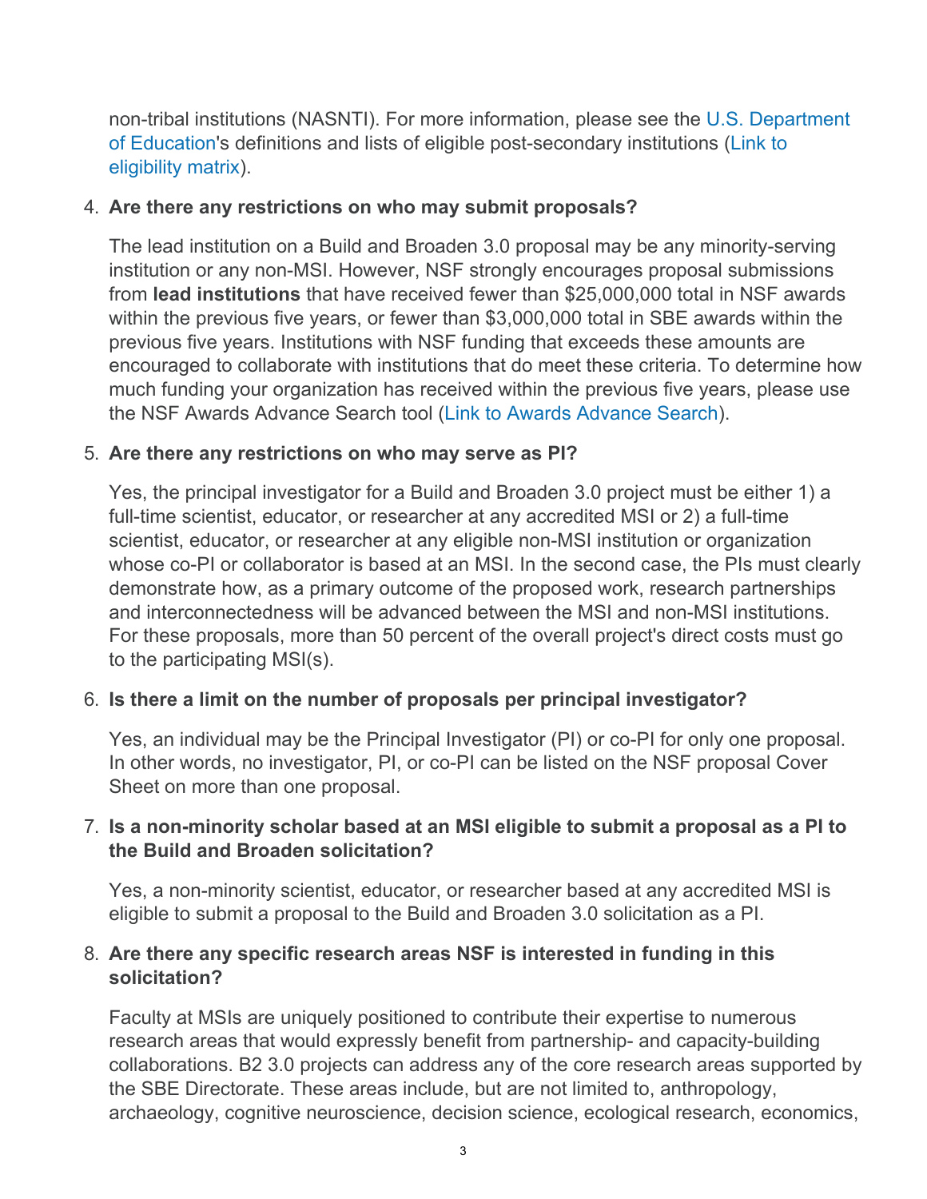non-tribal institutions (NASNTI). For more information, please see the U.S. Department of Education's definitions and lists of eligible post-secondary institutions (Link to eligibility matrix).

4. **Are there any restrictions on who may submit proposals?**

   The lead institution on a Build and Broaden 3.0 proposal may be any minority-serving institution or any non-MSI. However, NSF strongly encourages proposal submissions from **lead institutions** that have received fewer than $25,000,000 total in NSF awards within the previous five years, or fewer than $3,000,000 total in SBE awards within the previous five years. Institutions with NSF funding that exceeds these amounts are encouraged to collaborate with institutions that do meet these criteria. To determine how much funding your organization has received within the previous five years, please use the NSF Awards Advance Search tool (Link to Awards Advance Search).

5. **Are there any restrictions on who may serve as PI?**

   Yes, the principal investigator for a Build and Broaden 3.0 project must be either 1) a full-time scientist, educator, or researcher at any accredited MSI or 2) a full-time scientist, educator, or researcher at any eligible non-MSI institution or organization whose co-PI or collaborator is based at an MSI. In the second case, the PIs must clearly demonstrate how, as a primary outcome of the proposed work, research partnerships and interconnectedness will be advanced between the MSI and non-MSI institutions. For these proposals, more than 50 percent of the overall project's direct costs must go to the participating MSI(s).

6. **Is there a limit on the number of proposals per principal investigator?**

   Yes, an individual may be the Principal Investigator (PI) or co-PI for only one proposal. In other words, no investigator, PI, or co-PI can be listed on the NSF proposal Cover Sheet on more than one proposal.

7. **Is a non-minority scholar based at an MSI eligible to submit a proposal as a PI to the Build and Broaden solicitation?**

   Yes, a non-minority scientist, educator, or researcher based at any accredited MSI is eligible to submit a proposal to the Build and Broaden 3.0 solicitation as a PI.

8. **Are there any specific research areas NSF is interested in funding in this solicitation?**

   Faculty at MSIs are uniquely positioned to contribute their expertise to numerous research areas that would expressly benefit from partnership- and capacity-building collaborations. B2 3.0 projects can address any of the core research areas supported by the SBE Directorate. These areas include, but are not limited to, anthropology, archaeology, cognitive neuroscience, decision science, ecological research, economics,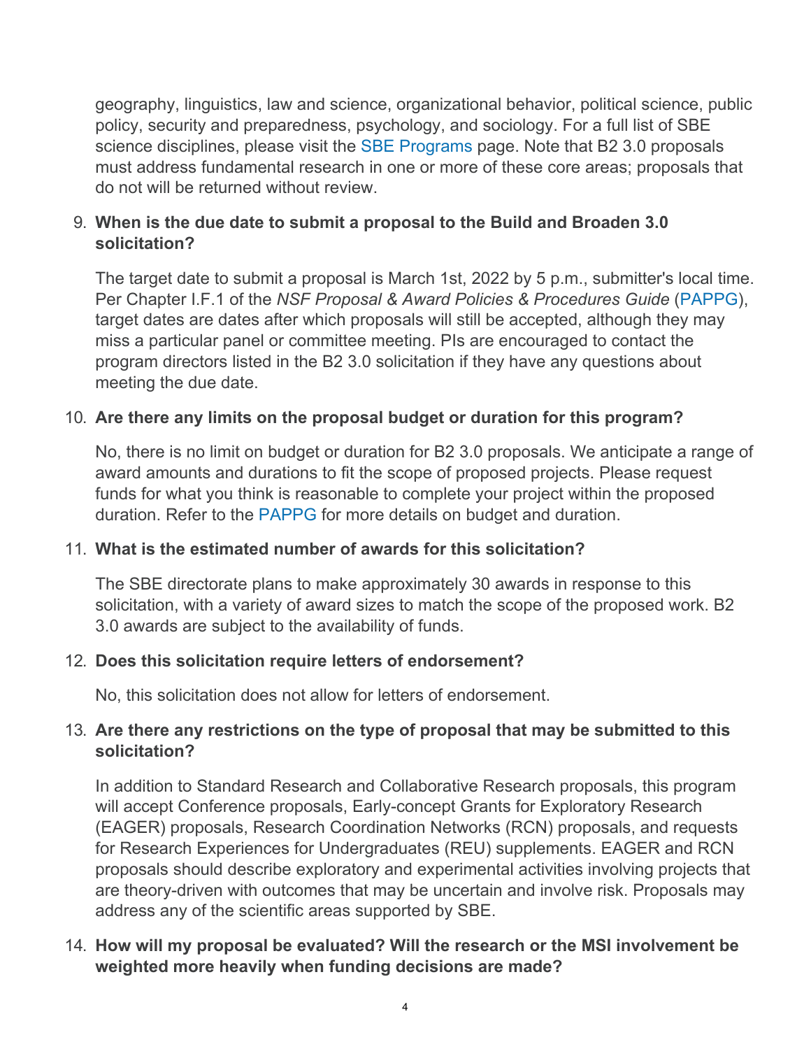geography, linguistics, law and science, organizational behavior, political science, public policy, security and preparedness, psychology, and sociology. For a full list of SBE science disciplines, please visit the SBE Programs page. Note that B2 3.0 proposals must address fundamental research in one or more of these core areas; proposals that do not will be returned without review.

9. **When is the due date to submit a proposal to the Build and Broaden 3.0 solicitation?**

   The target date to submit a proposal is March 1st, 2022 by 5 p.m., submitter's local time. Per Chapter I.F.1 of the *NSF Proposal & Award Policies & Procedures Guide* (PAPPG), target dates are dates after which proposals will still be accepted, although they may miss a particular panel or committee meeting. PIs are encouraged to contact the program directors listed in the B2 3.0 solicitation if they have any questions about meeting the due date.

10. **Are there any limits on the proposal budget or duration for this program?**

    No, there is no limit on budget or duration for B2 3.0 proposals. We anticipate a range of award amounts and durations to fit the scope of proposed projects. Please request funds for what you think is reasonable to complete your project within the proposed duration. Refer to the PAPPG for more details on budget and duration.

11. **What is the estimated number of awards for this solicitation?**

    The SBE directorate plans to make approximately 30 awards in response to this solicitation, with a variety of award sizes to match the scope of the proposed work. B2 3.0 awards are subject to the availability of funds.

12. **Does this solicitation require letters of endorsement?**

    No, this solicitation does not allow for letters of endorsement.

13. **Are there any restrictions on the type of proposal that may be submitted to this solicitation?**

    In addition to Standard Research and Collaborative Research proposals, this program will accept Conference proposals, Early-concept Grants for Exploratory Research (EAGER) proposals, Research Coordination Networks (RCN) proposals, and requests for Research Experiences for Undergraduates (REU) supplements. EAGER and RCN proposals should describe exploratory and experimental activities involving projects that are theory-driven with outcomes that may be uncertain and involve risk. Proposals may address any of the scientific areas supported by SBE.

14. **How will my proposal be evaluated? Will the research or the MSI involvement be weighted more heavily when funding decisions are made?**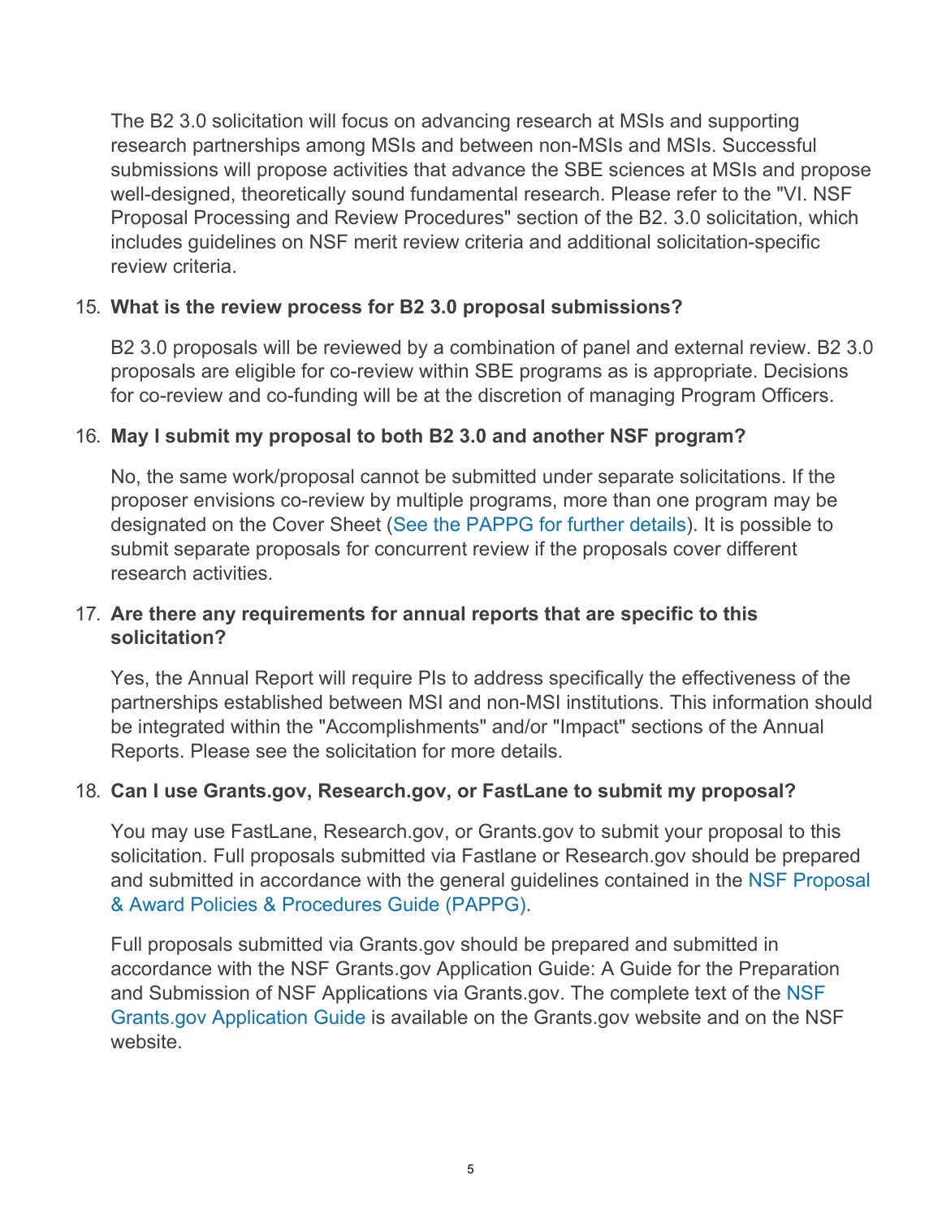The B2 3.0 solicitation will focus on advancing research at MSIs and supporting research partnerships among MSIs and between non-MSIs and MSIs. Successful submissions will propose activities that advance the SBE sciences at MSIs and propose well-designed, theoretically sound fundamental research. Please refer to the "VI. NSF Proposal Processing and Review Procedures" section of the B2. 3.0 solicitation, which includes guidelines on NSF merit review criteria and additional solicitation-specific review criteria.

15. **What is the review process for B2 3.0 proposal submissions?**

    B2 3.0 proposals will be reviewed by a combination of panel and external review. B2 3.0 proposals are eligible for co-review within SBE programs as is appropriate. Decisions for co-review and co-funding will be at the discretion of managing Program Officers.

16. **May I submit my proposal to both B2 3.0 and another NSF program?**

    No, the same work/proposal cannot be submitted under separate solicitations. If the proposer envisions co-review by multiple programs, more than one program may be designated on the Cover Sheet (See the PAPPG for further details). It is possible to submit separate proposals for concurrent review if the proposals cover different research activities.

17. **Are there any requirements for annual reports that are specific to this solicitation?**

    Yes, the Annual Report will require PIs to address specifically the effectiveness of the partnerships established between MSI and non-MSI institutions. This information should be integrated within the "Accomplishments" and/or "Impact" sections of the Annual Reports. Please see the solicitation for more details.

18. **Can I use Grants.gov, Research.gov, or FastLane to submit my proposal?**

    You may use FastLane, Research.gov, or Grants.gov to submit your proposal to this solicitation. Full proposals submitted via Fastlane or Research.gov should be prepared and submitted in accordance with the general guidelines contained in the NSF Proposal & Award Policies & Procedures Guide (PAPPG).

    Full proposals submitted via Grants.gov should be prepared and submitted in accordance with the NSF Grants.gov Application Guide: A Guide for the Preparation and Submission of NSF Applications via Grants.gov. The complete text of the NSF Grants.gov Application Guide is available on the Grants.gov website and on the NSF website.